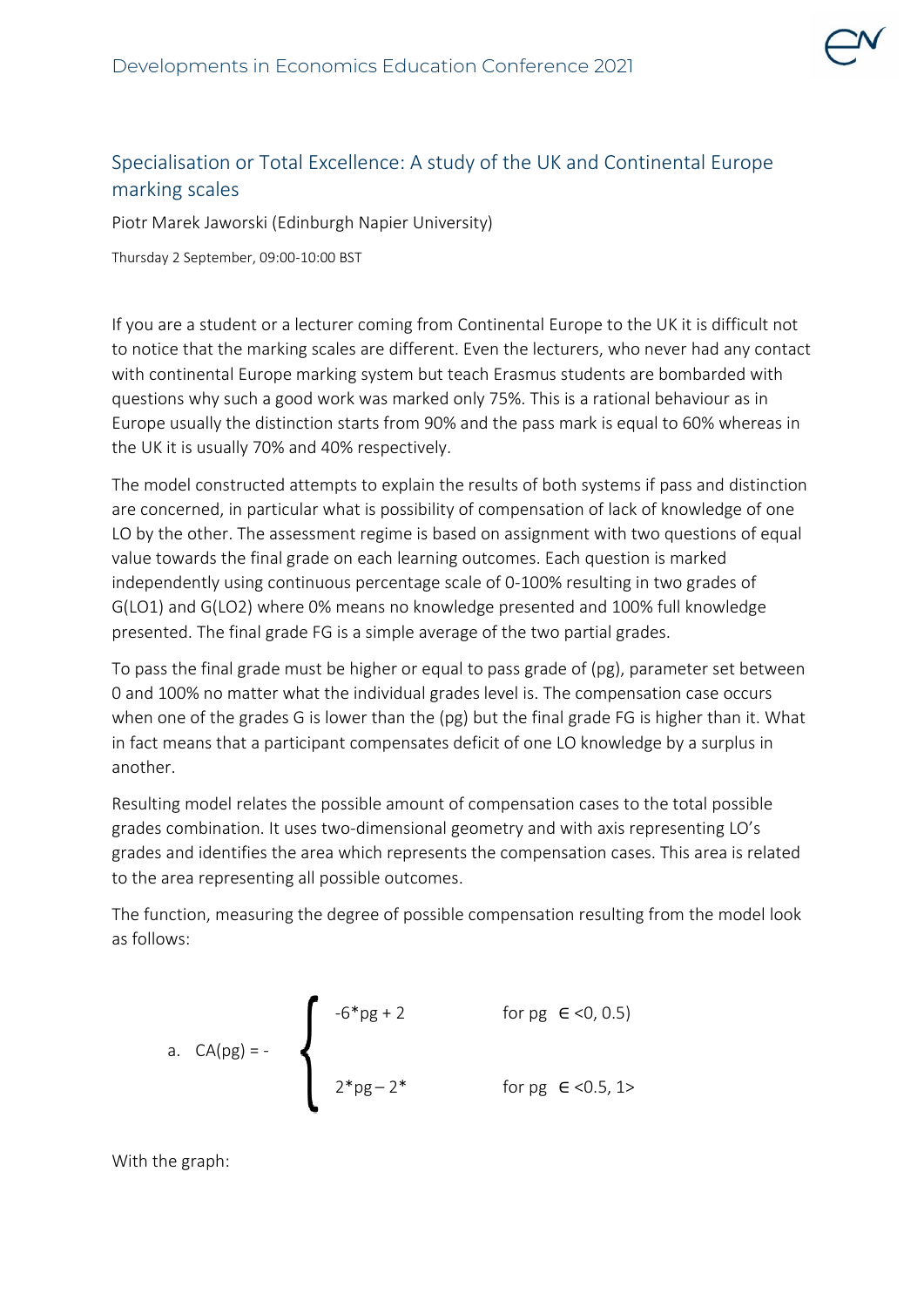## Specialisation or Total Excellence: A study of the UK and Continental Europe marking scales

Piotr Marek Jaworski (Edinburgh Napier University)

Thursday 2 September, 09:00-10:00 BST

If you are a student or a lecturer coming from Continental Europe to the UK it is difficult not to notice that the marking scales are different. Even the lecturers, who never had any contact with continental Europe marking system but teach Erasmus students are bombarded with questions why such a good work was marked only 75%. This is a rational behaviour as in Europe usually the distinction starts from 90% and the pass mark is equal to 60% whereas in the UK it is usually 70% and 40% respectively.

The model constructed attempts to explain the results of both systems if pass and distinction are concerned, in particular what is possibility of compensation of lack of knowledge of one LO by the other. The assessment regime is based on assignment with two questions of equal value towards the final grade on each learning outcomes. Each question is marked independently using continuous percentage scale of 0-100% resulting in two grades of G(LO1) and G(LO2) where 0% means no knowledge presented and 100% full knowledge presented. The final grade FG is a simple average of the two partial grades.

To pass the final grade must be higher or equal to pass grade of (pg), parameter set between 0 and 100% no matter what the individual grades level is. The compensation case occurs when one of the grades G is lower than the (pg) but the final grade FG is higher than it. What in fact means that a participant compensates deficit of one LO knowledge by a surplus in another.

Resulting model relates the possible amount of compensation cases to the total possible grades combination. It uses two-dimensional geometry and with axis representing LO's grades and identifies the area which represents the compensation cases. This area is related to the area representing all possible outcomes.

The function, measuring the degree of possible compensation resulting from the model look as follows:

a. $$CA(pg) = - \begin{cases} -6*pg + 2 & \text{for } pg \in \langle 0, 0.5) \\ 2*pg - 2* & \text{for } pg \in \langle 0.5, 1\rangle \end{cases}$$

With the graph: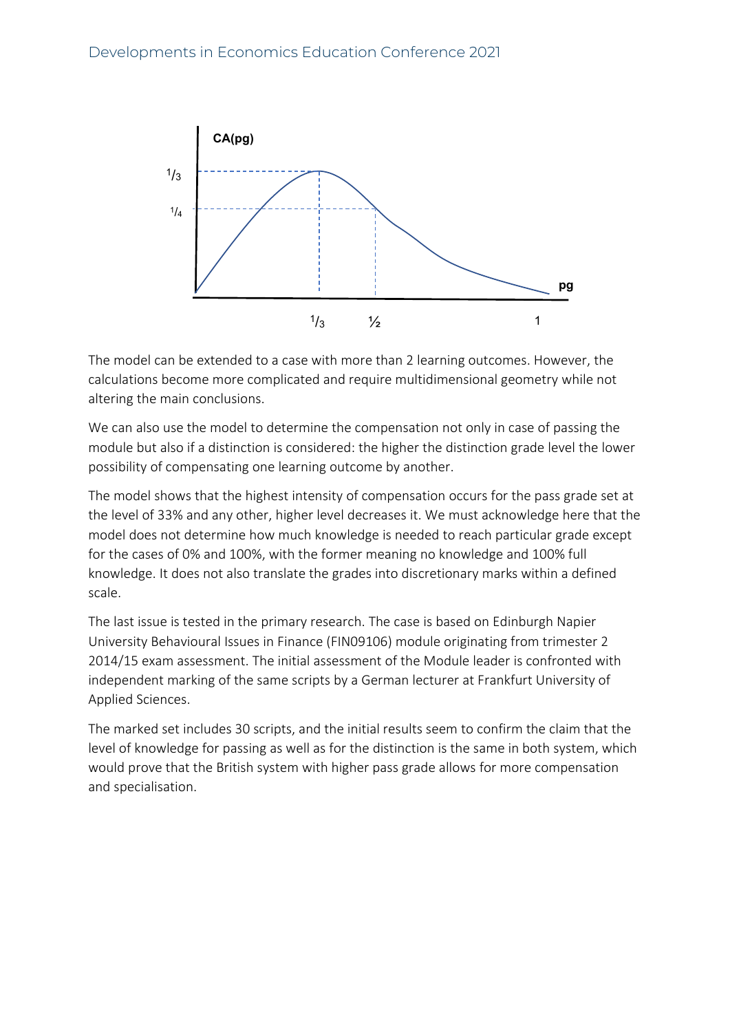CA(pg)

$^1/_3$

$^1/_4$

pg

$^1/_3$ ½ 1

The model can be extended to a case with more than 2 learning outcomes. However, the calculations become more complicated and require multidimensional geometry while not altering the main conclusions.

We can also use the model to determine the compensation not only in case of passing the module but also if a distinction is considered: the higher the distinction grade level the lower possibility of compensating one learning outcome by another.

The model shows that the highest intensity of compensation occurs for the pass grade set at the level of 33% and any other, higher level decreases it. We must acknowledge here that the model does not determine how much knowledge is needed to reach particular grade except for the cases of 0% and 100%, with the former meaning no knowledge and 100% full knowledge. It does not also translate the grades into discretionary marks within a defined scale.

The last issue is tested in the primary research. The case is based on Edinburgh Napier University Behavioural Issues in Finance (FIN09106) module originating from trimester 2 2014/15 exam assessment. The initial assessment of the Module leader is confronted with independent marking of the same scripts by a German lecturer at Frankfurt University of Applied Sciences.

The marked set includes 30 scripts, and the initial results seem to confirm the claim that the level of knowledge for passing as well as for the distinction is the same in both system, which would prove that the British system with higher pass grade allows for more compensation and specialisation.